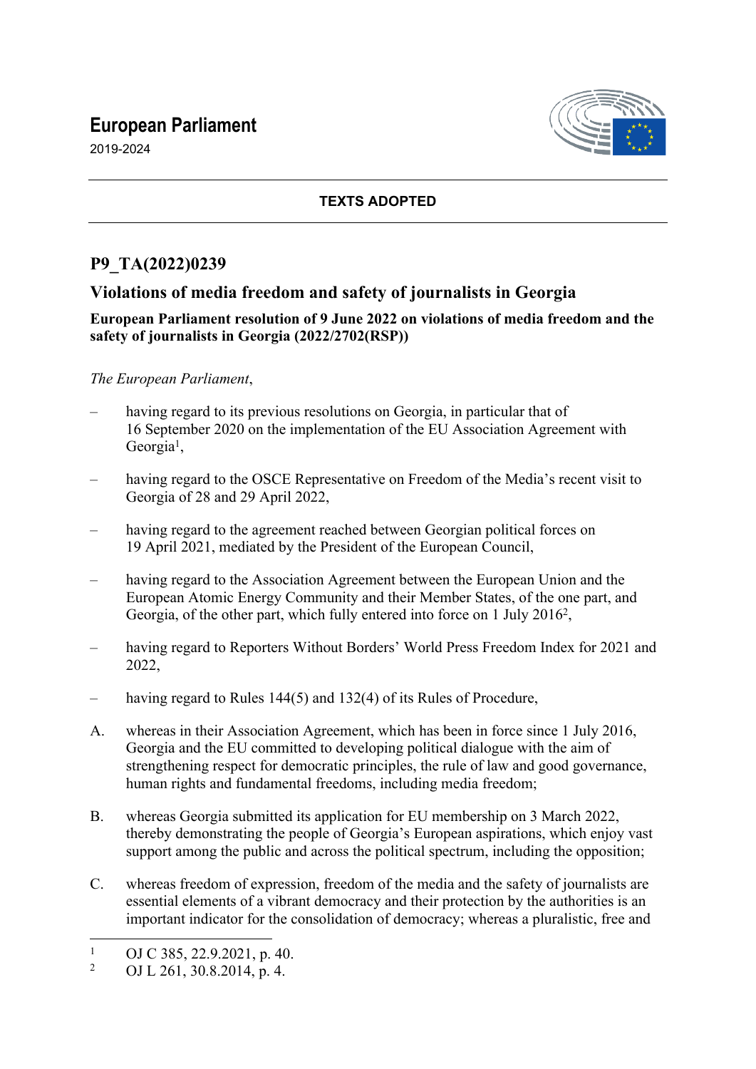# European Parliament

2019-2024

**TEXTS ADOPTED**

## P9_TA(2022)0239

## Violations of media freedom and safety of journalists in Georgia

**European Parliament resolution of 9 June 2022 on violations of media freedom and the safety of journalists in Georgia (2022/2702(RSP))**

*The European Parliament*,

– having regard to its previous resolutions on Georgia, in particular that of 16 September 2020 on the implementation of the EU Association Agreement with Georgia[1],

– having regard to the OSCE Representative on Freedom of the Media's recent visit to Georgia of 28 and 29 April 2022,

– having regard to the agreement reached between Georgian political forces on 19 April 2021, mediated by the President of the European Council,

– having regard to the Association Agreement between the European Union and the European Atomic Energy Community and their Member States, of the one part, and Georgia, of the other part, which fully entered into force on 1 July 2016[2],

– having regard to Reporters Without Borders' World Press Freedom Index for 2021 and 2022,

– having regard to Rules 144(5) and 132(4) of its Rules of Procedure,

A. whereas in their Association Agreement, which has been in force since 1 July 2016, Georgia and the EU committed to developing political dialogue with the aim of strengthening respect for democratic principles, the rule of law and good governance, human rights and fundamental freedoms, including media freedom;

B. whereas Georgia submitted its application for EU membership on 3 March 2022, thereby demonstrating the people of Georgia's European aspirations, which enjoy vast support among the public and across the political spectrum, including the opposition;

C. whereas freedom of expression, freedom of the media and the safety of journalists are essential elements of a vibrant democracy and their protection by the authorities is an important indicator for the consolidation of democracy; whereas a pluralistic, free and

---

[1] OJ C 385, 22.9.2021, p. 40.

[2] OJ L 261, 30.8.2014, p. 4.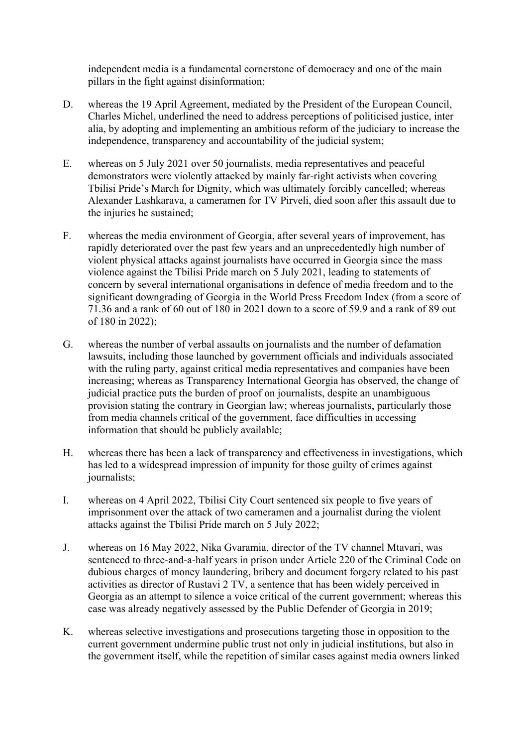independent media is a fundamental cornerstone of democracy and one of the main pillars in the fight against disinformation;

D. whereas the 19 April Agreement, mediated by the President of the European Council, Charles Michel, underlined the need to address perceptions of politicised justice, inter alia, by adopting and implementing an ambitious reform of the judiciary to increase the independence, transparency and accountability of the judicial system;

E. whereas on 5 July 2021 over 50 journalists, media representatives and peaceful demonstrators were violently attacked by mainly far-right activists when covering Tbilisi Pride's March for Dignity, which was ultimately forcibly cancelled; whereas Alexander Lashkarava, a cameramen for TV Pirveli, died soon after this assault due to the injuries he sustained;

F. whereas the media environment of Georgia, after several years of improvement, has rapidly deteriorated over the past few years and an unprecedentedly high number of violent physical attacks against journalists have occurred in Georgia since the mass violence against the Tbilisi Pride march on 5 July 2021, leading to statements of concern by several international organisations in defence of media freedom and to the significant downgrading of Georgia in the World Press Freedom Index (from a score of 71.36 and a rank of 60 out of 180 in 2021 down to a score of 59.9 and a rank of 89 out of 180 in 2022);

G. whereas the number of verbal assaults on journalists and the number of defamation lawsuits, including those launched by government officials and individuals associated with the ruling party, against critical media representatives and companies have been increasing; whereas as Transparency International Georgia has observed, the change of judicial practice puts the burden of proof on journalists, despite an unambiguous provision stating the contrary in Georgian law; whereas journalists, particularly those from media channels critical of the government, face difficulties in accessing information that should be publicly available;

H. whereas there has been a lack of transparency and effectiveness in investigations, which has led to a widespread impression of impunity for those guilty of crimes against journalists;

I. whereas on 4 April 2022, Tbilisi City Court sentenced six people to five years of imprisonment over the attack of two cameramen and a journalist during the violent attacks against the Tbilisi Pride march on 5 July 2022;

J. whereas on 16 May 2022, Nika Gvaramia, director of the TV channel Mtavari, was sentenced to three-and-a-half years in prison under Article 220 of the Criminal Code on dubious charges of money laundering, bribery and document forgery related to his past activities as director of Rustavi 2 TV, a sentence that has been widely perceived in Georgia as an attempt to silence a voice critical of the current government; whereas this case was already negatively assessed by the Public Defender of Georgia in 2019;

K. whereas selective investigations and prosecutions targeting those in opposition to the current government undermine public trust not only in judicial institutions, but also in the government itself, while the repetition of similar cases against media owners linked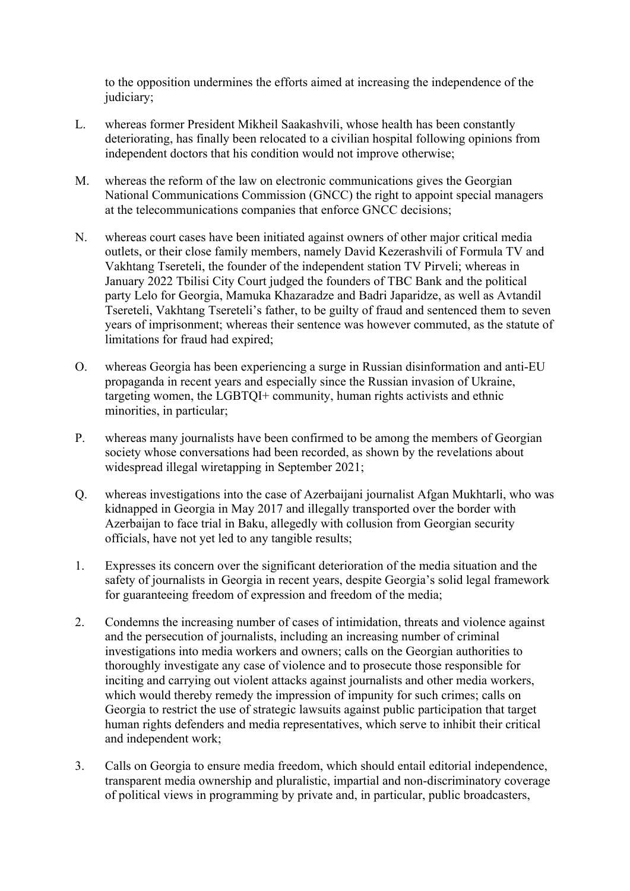to the opposition undermines the efforts aimed at increasing the independence of the judiciary;

L. whereas former President Mikheil Saakashvili, whose health has been constantly deteriorating, has finally been relocated to a civilian hospital following opinions from independent doctors that his condition would not improve otherwise;

M. whereas the reform of the law on electronic communications gives the Georgian National Communications Commission (GNCC) the right to appoint special managers at the telecommunications companies that enforce GNCC decisions;

N. whereas court cases have been initiated against owners of other major critical media outlets, or their close family members, namely David Kezerashvili of Formula TV and Vakhtang Tsereteli, the founder of the independent station TV Pirveli; whereas in January 2022 Tbilisi City Court judged the founders of TBC Bank and the political party Lelo for Georgia, Mamuka Khazaradze and Badri Japaridze, as well as Avtandil Tsereteli, Vakhtang Tsereteli's father, to be guilty of fraud and sentenced them to seven years of imprisonment; whereas their sentence was however commuted, as the statute of limitations for fraud had expired;

O. whereas Georgia has been experiencing a surge in Russian disinformation and anti-EU propaganda in recent years and especially since the Russian invasion of Ukraine, targeting women, the LGBTQI+ community, human rights activists and ethnic minorities, in particular;

P. whereas many journalists have been confirmed to be among the members of Georgian society whose conversations had been recorded, as shown by the revelations about widespread illegal wiretapping in September 2021;

Q. whereas investigations into the case of Azerbaijani journalist Afgan Mukhtarli, who was kidnapped in Georgia in May 2017 and illegally transported over the border with Azerbaijan to face trial in Baku, allegedly with collusion from Georgian security officials, have not yet led to any tangible results;

1. Expresses its concern over the significant deterioration of the media situation and the safety of journalists in Georgia in recent years, despite Georgia's solid legal framework for guaranteeing freedom of expression and freedom of the media;

2. Condemns the increasing number of cases of intimidation, threats and violence against and the persecution of journalists, including an increasing number of criminal investigations into media workers and owners; calls on the Georgian authorities to thoroughly investigate any case of violence and to prosecute those responsible for inciting and carrying out violent attacks against journalists and other media workers, which would thereby remedy the impression of impunity for such crimes; calls on Georgia to restrict the use of strategic lawsuits against public participation that target human rights defenders and media representatives, which serve to inhibit their critical and independent work;

3. Calls on Georgia to ensure media freedom, which should entail editorial independence, transparent media ownership and pluralistic, impartial and non-discriminatory coverage of political views in programming by private and, in particular, public broadcasters,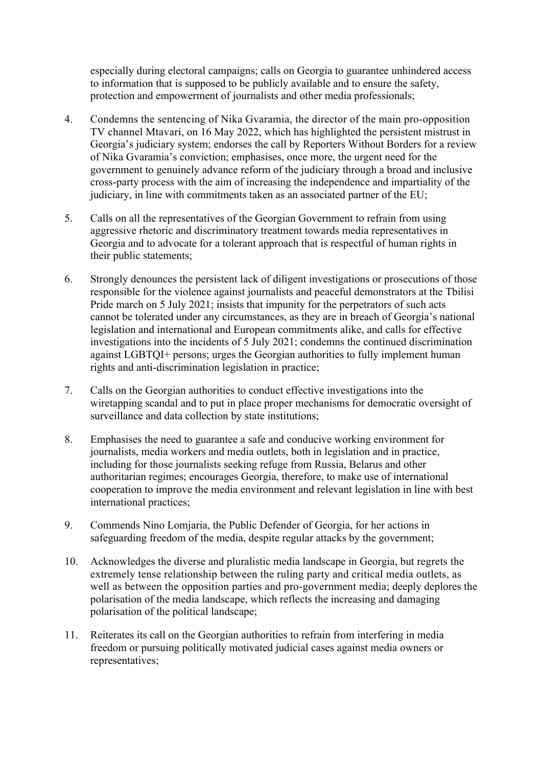especially during electoral campaigns; calls on Georgia to guarantee unhindered access to information that is supposed to be publicly available and to ensure the safety, protection and empowerment of journalists and other media professionals;

4. Condemns the sentencing of Nika Gvaramia, the director of the main pro-opposition TV channel Mtavari, on 16 May 2022, which has highlighted the persistent mistrust in Georgia's judiciary system; endorses the call by Reporters Without Borders for a review of Nika Gvaramia's conviction; emphasises, once more, the urgent need for the government to genuinely advance reform of the judiciary through a broad and inclusive cross-party process with the aim of increasing the independence and impartiality of the judiciary, in line with commitments taken as an associated partner of the EU;

5. Calls on all the representatives of the Georgian Government to refrain from using aggressive rhetoric and discriminatory treatment towards media representatives in Georgia and to advocate for a tolerant approach that is respectful of human rights in their public statements;

6. Strongly denounces the persistent lack of diligent investigations or prosecutions of those responsible for the violence against journalists and peaceful demonstrators at the Tbilisi Pride march on 5 July 2021; insists that impunity for the perpetrators of such acts cannot be tolerated under any circumstances, as they are in breach of Georgia's national legislation and international and European commitments alike, and calls for effective investigations into the incidents of 5 July 2021; condemns the continued discrimination against LGBTQI+ persons; urges the Georgian authorities to fully implement human rights and anti-discrimination legislation in practice;

7. Calls on the Georgian authorities to conduct effective investigations into the wiretapping scandal and to put in place proper mechanisms for democratic oversight of surveillance and data collection by state institutions;

8. Emphasises the need to guarantee a safe and conducive working environment for journalists, media workers and media outlets, both in legislation and in practice, including for those journalists seeking refuge from Russia, Belarus and other authoritarian regimes; encourages Georgia, therefore, to make use of international cooperation to improve the media environment and relevant legislation in line with best international practices;

9. Commends Nino Lomjaria, the Public Defender of Georgia, for her actions in safeguarding freedom of the media, despite regular attacks by the government;

10. Acknowledges the diverse and pluralistic media landscape in Georgia, but regrets the extremely tense relationship between the ruling party and critical media outlets, as well as between the opposition parties and pro-government media; deeply deplores the polarisation of the media landscape, which reflects the increasing and damaging polarisation of the political landscape;

11. Reiterates its call on the Georgian authorities to refrain from interfering in media freedom or pursuing politically motivated judicial cases against media owners or representatives;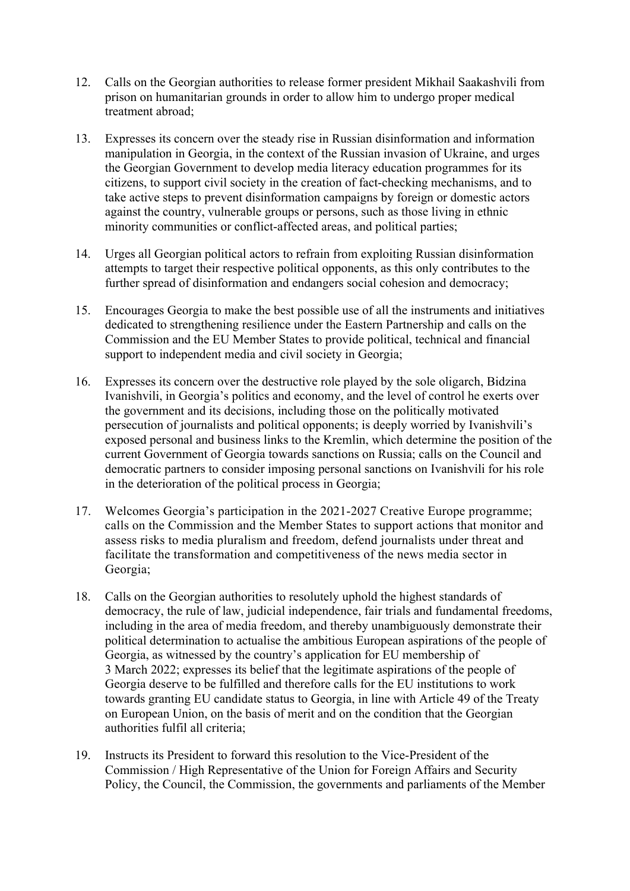12. Calls on the Georgian authorities to release former president Mikhail Saakashvili from prison on humanitarian grounds in order to allow him to undergo proper medical treatment abroad;

13. Expresses its concern over the steady rise in Russian disinformation and information manipulation in Georgia, in the context of the Russian invasion of Ukraine, and urges the Georgian Government to develop media literacy education programmes for its citizens, to support civil society in the creation of fact-checking mechanisms, and to take active steps to prevent disinformation campaigns by foreign or domestic actors against the country, vulnerable groups or persons, such as those living in ethnic minority communities or conflict-affected areas, and political parties;

14. Urges all Georgian political actors to refrain from exploiting Russian disinformation attempts to target their respective political opponents, as this only contributes to the further spread of disinformation and endangers social cohesion and democracy;

15. Encourages Georgia to make the best possible use of all the instruments and initiatives dedicated to strengthening resilience under the Eastern Partnership and calls on the Commission and the EU Member States to provide political, technical and financial support to independent media and civil society in Georgia;

16. Expresses its concern over the destructive role played by the sole oligarch, Bidzina Ivanishvili, in Georgia's politics and economy, and the level of control he exerts over the government and its decisions, including those on the politically motivated persecution of journalists and political opponents; is deeply worried by Ivanishvili's exposed personal and business links to the Kremlin, which determine the position of the current Government of Georgia towards sanctions on Russia; calls on the Council and democratic partners to consider imposing personal sanctions on Ivanishvili for his role in the deterioration of the political process in Georgia;

17. Welcomes Georgia's participation in the 2021-2027 Creative Europe programme; calls on the Commission and the Member States to support actions that monitor and assess risks to media pluralism and freedom, defend journalists under threat and facilitate the transformation and competitiveness of the news media sector in Georgia;

18. Calls on the Georgian authorities to resolutely uphold the highest standards of democracy, the rule of law, judicial independence, fair trials and fundamental freedoms, including in the area of media freedom, and thereby unambiguously demonstrate their political determination to actualise the ambitious European aspirations of the people of Georgia, as witnessed by the country's application for EU membership of 3 March 2022; expresses its belief that the legitimate aspirations of the people of Georgia deserve to be fulfilled and therefore calls for the EU institutions to work towards granting EU candidate status to Georgia, in line with Article 49 of the Treaty on European Union, on the basis of merit and on the condition that the Georgian authorities fulfil all criteria;

19. Instructs its President to forward this resolution to the Vice-President of the Commission / High Representative of the Union for Foreign Affairs and Security Policy, the Council, the Commission, the governments and parliaments of the Member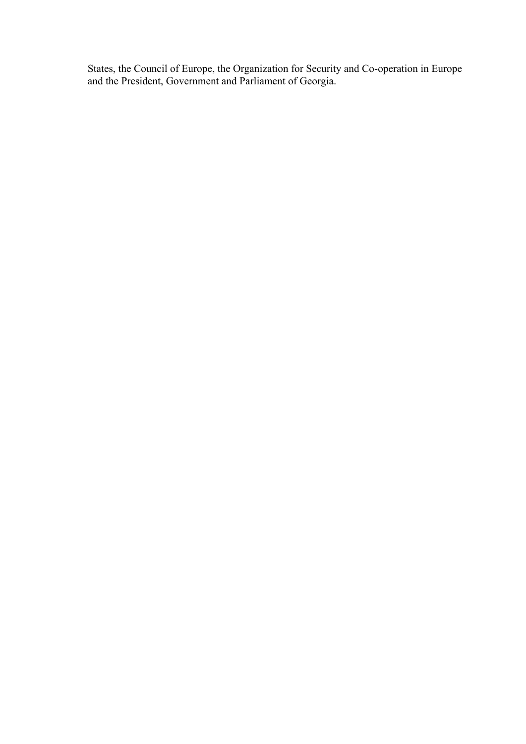States, the Council of Europe, the Organization for Security and Co-operation in Europe and the President, Government and Parliament of Georgia.